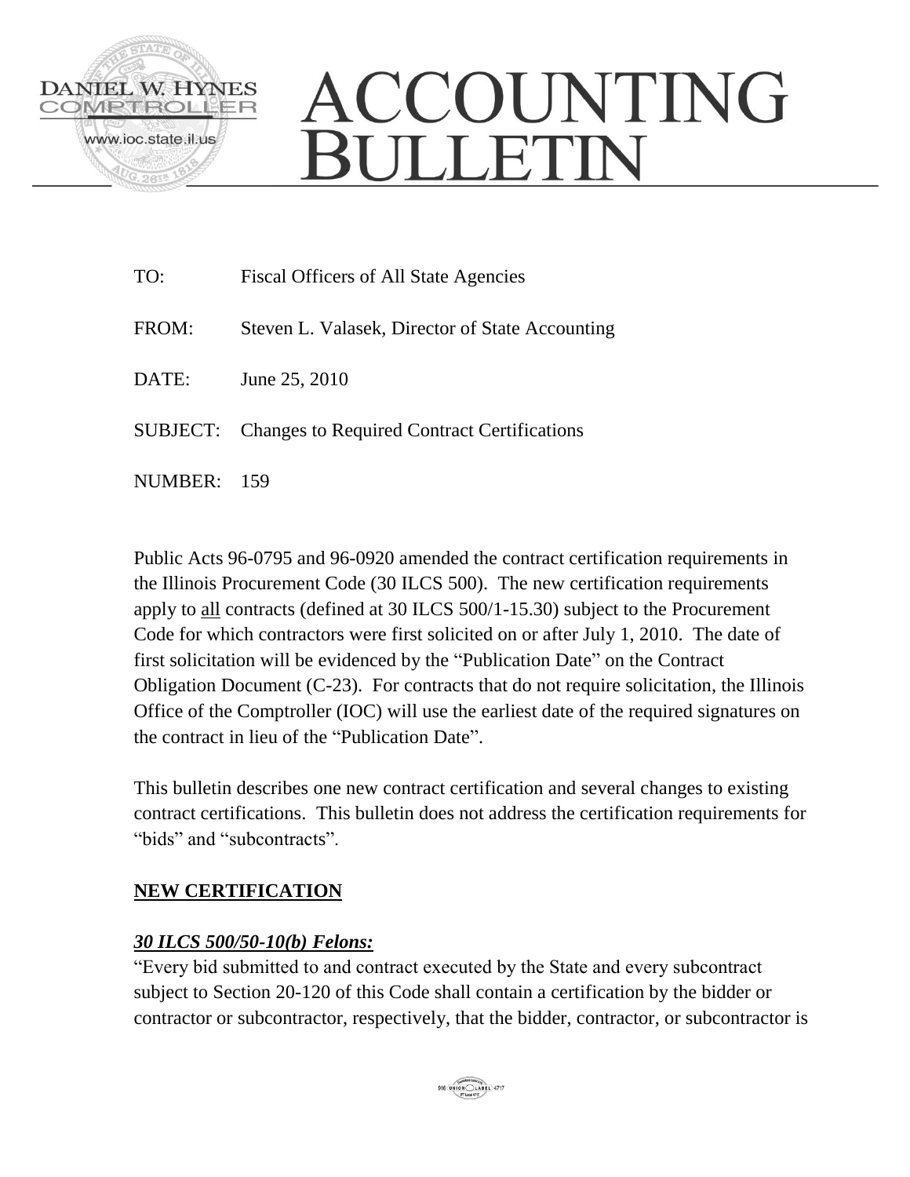DANIEL W. HYNES
COMPTROLLER
www.ioc.state.il.us

# ACCOUNTING BULLETIN

TO: Fiscal Officers of All State Agencies

FROM: Steven L. Valasek, Director of State Accounting

DATE: June 25, 2010

SUBJECT: Changes to Required Contract Certifications

NUMBER: 159

Public Acts 96-0795 and 96-0920 amended the contract certification requirements in the Illinois Procurement Code (30 ILCS 500). The new certification requirements apply to all contracts (defined at 30 ILCS 500/1-15.30) subject to the Procurement Code for which contractors were first solicited on or after July 1, 2010. The date of first solicitation will be evidenced by the "Publication Date" on the Contract Obligation Document (C-23). For contracts that do not require solicitation, the Illinois Office of the Comptroller (IOC) will use the earliest date of the required signatures on the contract in lieu of the "Publication Date".

This bulletin describes one new contract certification and several changes to existing contract certifications. This bulletin does not address the certification requirements for "bids" and "subcontracts".

## NEW CERTIFICATION

### *30 ILCS 500/50-10(b) Felons:*

"Every bid submitted to and contract executed by the State and every subcontract subject to Section 20-120 of this Code shall contain a certification by the bidder or contractor or subcontractor, respectively, that the bidder, contractor, or subcontractor is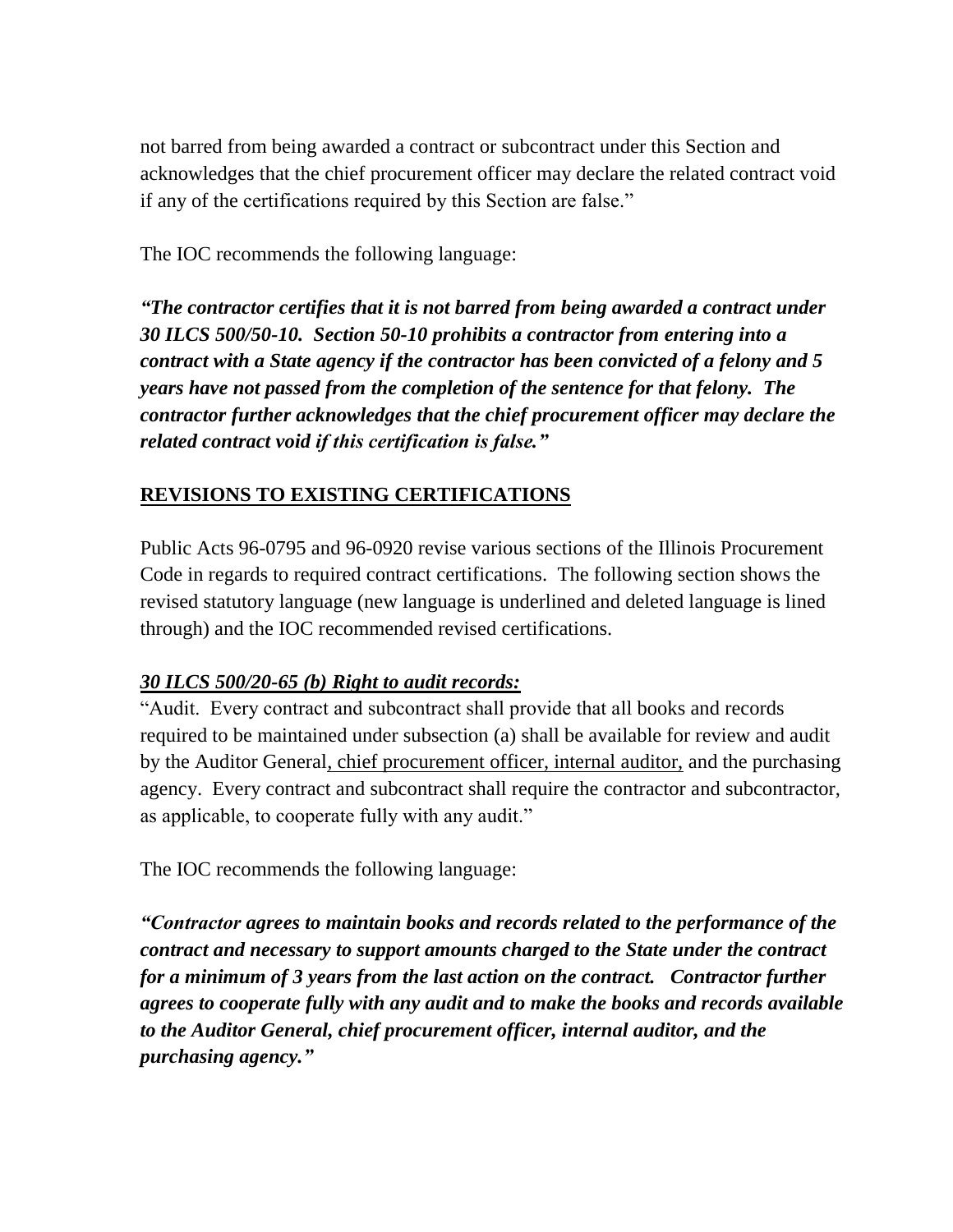not barred from being awarded a contract or subcontract under this Section and acknowledges that the chief procurement officer may declare the related contract void if any of the certifications required by this Section are false."

The IOC recommends the following language:

***"The contractor certifies that it is not barred from being awarded a contract under 30 ILCS 500/50-10. Section 50-10 prohibits a contractor from entering into a contract with a State agency if the contractor has been convicted of a felony and 5 years have not passed from the completion of the sentence for that felony. The contractor further acknowledges that the chief procurement officer may declare the related contract void if this certification is false."***

## REVISIONS TO EXISTING CERTIFICATIONS

Public Acts 96-0795 and 96-0920 revise various sections of the Illinois Procurement Code in regards to required contract certifications. The following section shows the revised statutory language (new language is underlined and deleted language is lined through) and the IOC recommended revised certifications.

***30 ILCS 500/20-65 (b) Right to audit records:***

"Audit. Every contract and subcontract shall provide that all books and records required to be maintained under subsection (a) shall be available for review and audit by the Auditor General<ins>, chief procurement officer, internal auditor,</ins> and the purchasing agency. Every contract and subcontract shall require the contractor and subcontractor, as applicable, to cooperate fully with any audit."

The IOC recommends the following language:

***"Contractor agrees to maintain books and records related to the performance of the contract and necessary to support amounts charged to the State under the contract for a minimum of 3 years from the last action on the contract. Contractor further agrees to cooperate fully with any audit and to make the books and records available to the Auditor General, chief procurement officer, internal auditor, and the purchasing agency."***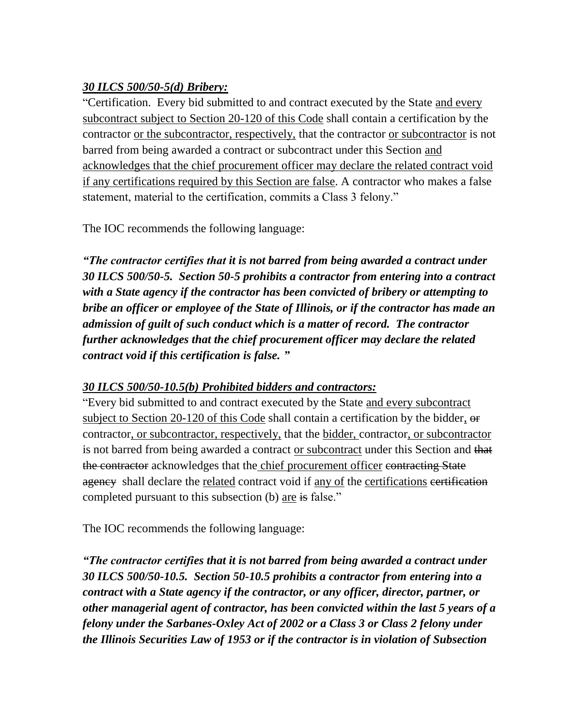***<u>30 ILCS 500/50-5(d) Bribery:</u>***

"Certification. Every bid submitted to and contract executed by the State <u>and every subcontract subject to Section 20-120 of this Code</u> shall contain a certification by the contractor <u>or the subcontractor, respectively,</u> that the contractor <u>or subcontractor</u> is not barred from being awarded a contract or subcontract under this Section <u>and acknowledges that the chief procurement officer may declare the related contract void if any certifications required by this Section are false</u>. A contractor who makes a false statement, material to the certification, commits a Class 3 felony."

The IOC recommends the following language:

***"The contractor certifies that it is not barred from being awarded a contract under 30 ILCS 500/50-5. Section 50-5 prohibits a contractor from entering into a contract with a State agency if the contractor has been convicted of bribery or attempting to bribe an officer or employee of the State of Illinois, or if the contractor has made an admission of guilt of such conduct which is a matter of record. The contractor further acknowledges that the chief procurement officer may declare the related contract void if this certification is false. "***

***<u>30 ILCS 500/50-10.5(b) Prohibited bidders and contractors:</u>***

"Every bid submitted to and contract executed by the State <u>and every subcontract subject to Section 20-120 of this Code</u> shall contain a certification by the bidder<u>,</u> ~~or~~ contractor<u>, or subcontractor, respectively,</u> that the <u>bidder,</u> contractor<u>, or subcontractor</u> is not barred from being awarded a contract <u>or subcontract</u> under this Section and ~~that the contractor~~ acknowledges that the <u>chief procurement officer</u> ~~contracting State agency~~ shall declare the <u>related</u> contract void if <u>any of</u> the <u>certifications</u> ~~certification~~ completed pursuant to this subsection (b) <u>are</u> ~~is~~ false."

The IOC recommends the following language:

***"The contractor certifies that it is not barred from being awarded a contract under 30 ILCS 500/50-10.5. Section 50-10.5 prohibits a contractor from entering into a contract with a State agency if the contractor, or any officer, director, partner, or other managerial agent of contractor, has been convicted within the last 5 years of a felony under the Sarbanes-Oxley Act of 2002 or a Class 3 or Class 2 felony under the Illinois Securities Law of 1953 or if the contractor is in violation of Subsection***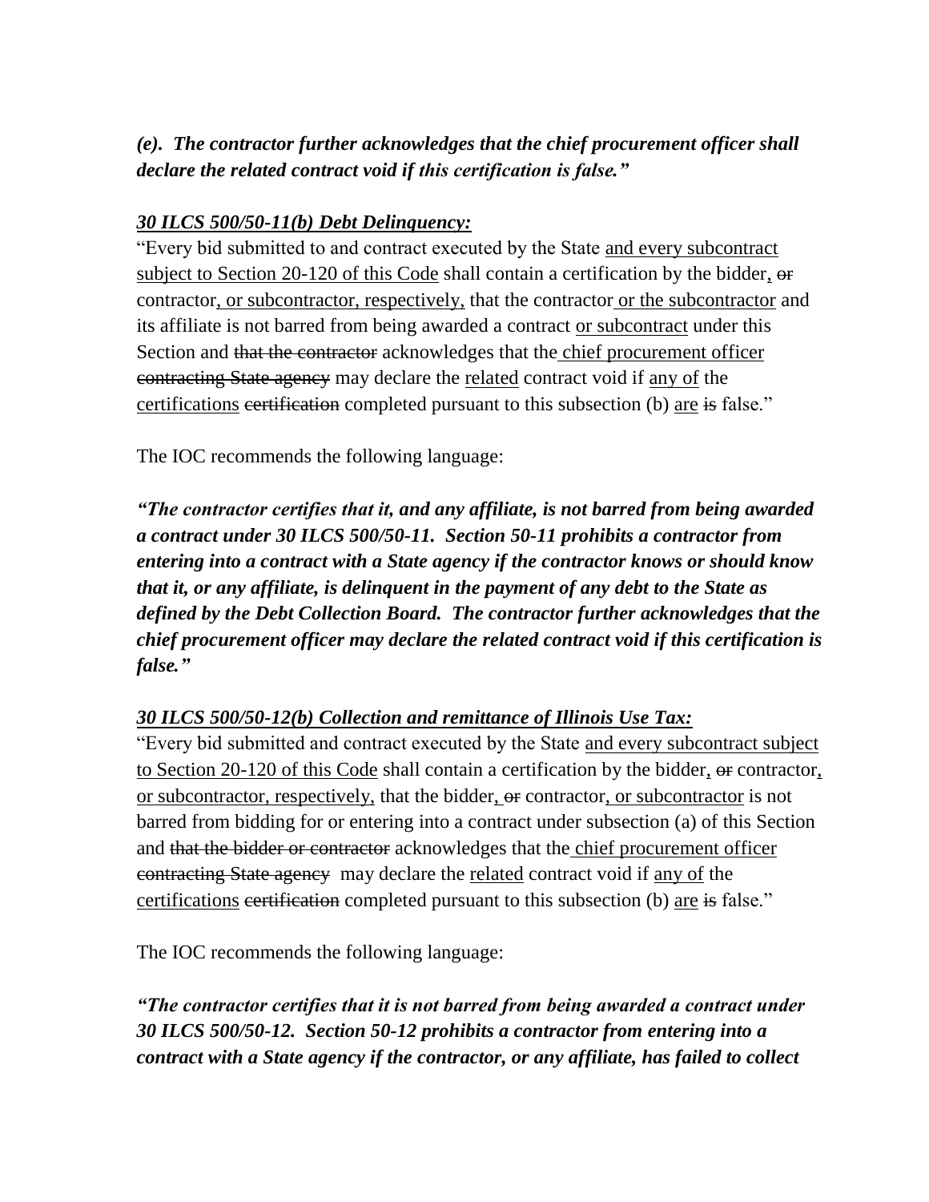***(e). The contractor further acknowledges that the chief procurement officer shall declare the related contract void if this certification is false."***

***<u>30 ILCS 500/50-11(b) Debt Delinquency:</u>***

"Every bid submitted to and contract executed by the State <u>and every subcontract subject to Section 20-120 of this Code</u> shall contain a certification by the bidder<u>,</u> ~~or~~ contractor<u>, or subcontractor, respectively,</u> that the contractor<u> or the subcontractor</u> and its affiliate is not barred from being awarded a contract <u>or subcontract</u> under this Section and ~~that the contractor~~ acknowledges that the<u> chief procurement officer</u> ~~contracting State agency~~ may declare the <u>related</u> contract void if <u>any of</u> the <u>certifications</u> ~~certification~~ completed pursuant to this subsection (b) <u>are</u> ~~is~~ false."

The IOC recommends the following language:

***"The contractor certifies that it, and any affiliate, is not barred from being awarded a contract under 30 ILCS 500/50-11. Section 50-11 prohibits a contractor from entering into a contract with a State agency if the contractor knows or should know that it, or any affiliate, is delinquent in the payment of any debt to the State as defined by the Debt Collection Board. The contractor further acknowledges that the chief procurement officer may declare the related contract void if this certification is false."***

***<u>30 ILCS 500/50-12(b) Collection and remittance of Illinois Use Tax:</u>***

"Every bid submitted and contract executed by the State <u>and every subcontract subject to Section 20-120 of this Code</u> shall contain a certification by the bidder<u>,</u> ~~or~~ contractor<u>, or subcontractor, respectively,</u> that the bidder<u>,</u> ~~or~~ contractor<u>, or subcontractor</u> is not barred from bidding for or entering into a contract under subsection (a) of this Section and ~~that the bidder or contractor~~ acknowledges that the<u> chief procurement officer</u> ~~contracting State agency~~ may declare the <u>related</u> contract void if <u>any of</u> the <u>certifications</u> ~~certification~~ completed pursuant to this subsection (b) <u>are</u> ~~is~~ false."

The IOC recommends the following language:

***"The contractor certifies that it is not barred from being awarded a contract under 30 ILCS 500/50-12. Section 50-12 prohibits a contractor from entering into a contract with a State agency if the contractor, or any affiliate, has failed to collect***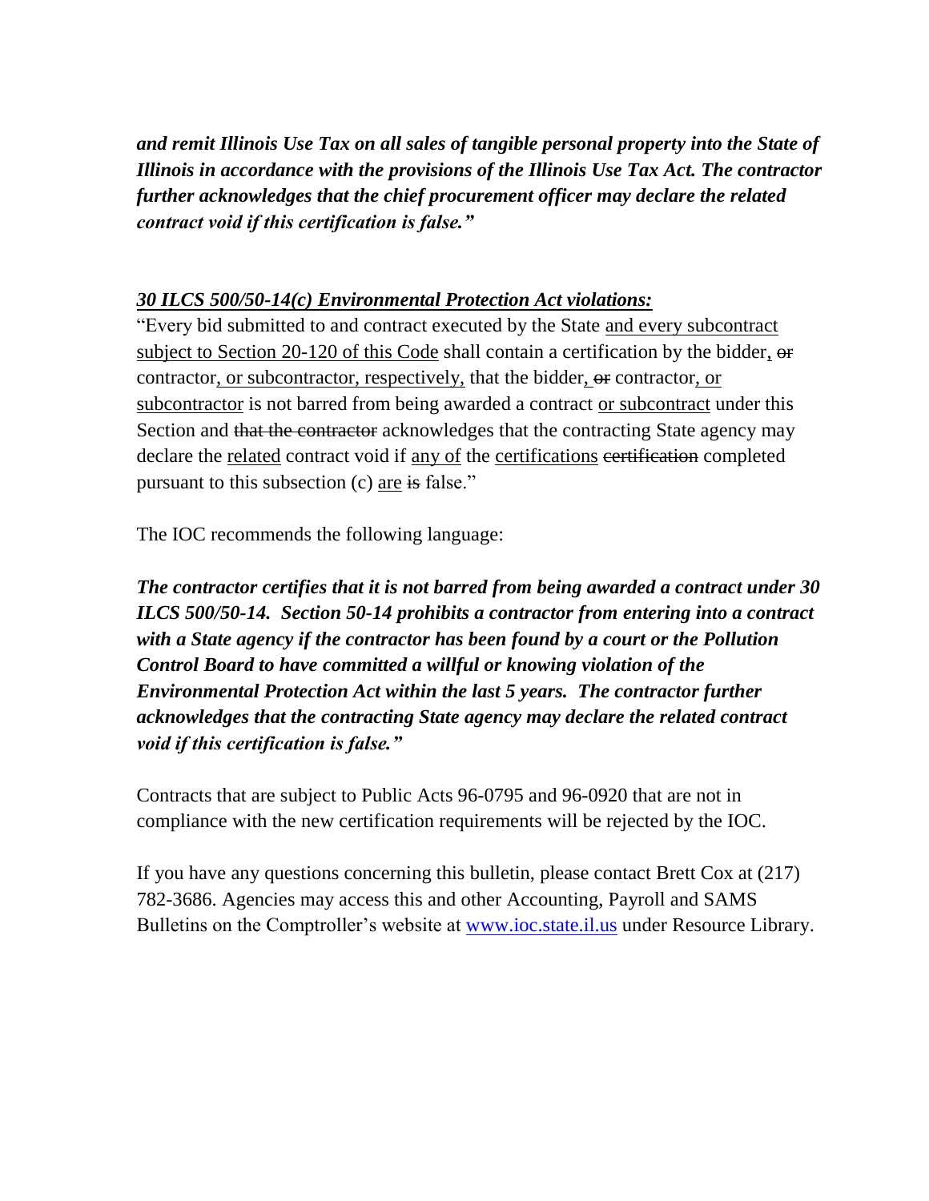***and remit Illinois Use Tax on all sales of tangible personal property into the State of Illinois in accordance with the provisions of the Illinois Use Tax Act. The contractor further acknowledges that the chief procurement officer may declare the related contract void if this certification is false."***

***<u>30 ILCS 500/50-14(c) Environmental Protection Act violations:</u>***

"Every bid submitted to and contract executed by the State <u>and every subcontract subject to Section 20-120 of this Code</u> shall contain a certification by the bidder<u>,</u> ~~or~~ contractor<u>, or subcontractor, respectively,</u> that the bidder<u>,</u> ~~or~~ contractor<u>, or subcontractor</u> is not barred from being awarded a contract <u>or subcontract</u> under this Section and ~~that the contractor~~ acknowledges that the contracting State agency may declare the <u>related</u> contract void if <u>any of</u> the <u>certifications</u> ~~certification~~ completed pursuant to this subsection (c) <u>are</u> ~~is~~ false."

The IOC recommends the following language:

***The contractor certifies that it is not barred from being awarded a contract under 30 ILCS 500/50-14. Section 50-14 prohibits a contractor from entering into a contract with a State agency if the contractor has been found by a court or the Pollution Control Board to have committed a willful or knowing violation of the Environmental Protection Act within the last 5 years. The contractor further acknowledges that the contracting State agency may declare the related contract void if this certification is false."***

Contracts that are subject to Public Acts 96-0795 and 96-0920 that are not in compliance with the new certification requirements will be rejected by the IOC.

If you have any questions concerning this bulletin, please contact Brett Cox at (217) 782-3686. Agencies may access this and other Accounting, Payroll and SAMS Bulletins on the Comptroller's website at [www.ioc.state.il.us](http://www.ioc.state.il.us) under Resource Library.